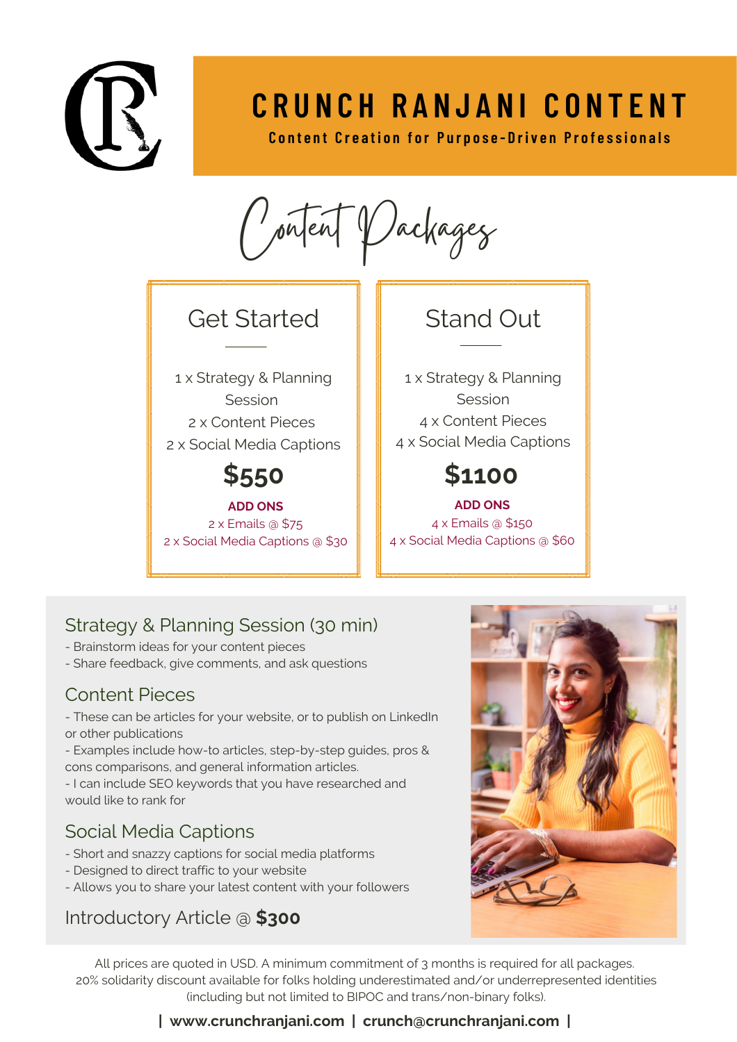# CRUNCH RANJANI CONTENT

**Content Creation for Purpose-Driven Professionals**

## Content Packages

### Get Started

1 x Strategy & Planning Session
2 x Content Pieces
2 x Social Media Captions

**$550**

**ADD ONS**
2 x Emails @ $75
2 x Social Media Captions @ $30

### Stand Out

1 x Strategy & Planning Session
4 x Content Pieces
4 x Social Media Captions

**$1100**

**ADD ONS**
4 x Emails @ $150
4 x Social Media Captions @ $60

### Strategy & Planning Session (30 min)

- Brainstorm ideas for your content pieces
- Share feedback, give comments, and ask questions

### Content Pieces

- These can be articles for your website, or to publish on LinkedIn or other publications
- Examples include how-to articles, step-by-step guides, pros & cons comparisons, and general information articles.
- I can include SEO keywords that you have researched and would like to rank for

### Social Media Captions

- Short and snazzy captions for social media platforms
- Designed to direct traffic to your website
- Allows you to share your latest content with your followers

Introductory Article @ **$300**

All prices are quoted in USD. A minimum commitment of 3 months is required for all packages.
20% solidarity discount available for folks holding underestimated and/or underrepresented identities (including but not limited to BIPOC and trans/non-binary folks).

**| www.crunchranjani.com | crunch@crunchranjani.com |**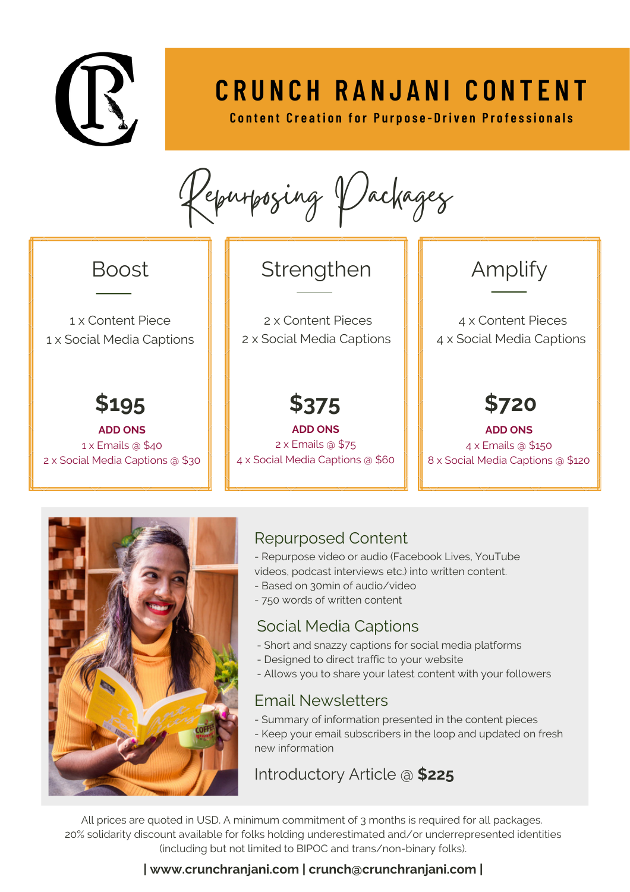# CRUNCH RANJANI CONTENT

**Content Creation for Purpose-Driven Professionals**

## Repurposing Packages

| Boost | Strengthen | Amplify |
| --- | --- | --- |
| 1 x Content Piece | 2 x Content Pieces | 4 x Content Pieces |
| 1 x Social Media Captions | 2 x Social Media Captions | 4 x Social Media Captions |
| **$195** | **$375** | **$720** |
| **ADD ONS** | **ADD ONS** | **ADD ONS** |
| 1 x Emails @ $40 | 2 x Emails @ $75 | 4 x Emails @ $150 |
| 2 x Social Media Captions @ $30 | 4 x Social Media Captions @ $60 | 8 x Social Media Captions @ $120 |

### Repurposed Content

- Repurpose video or audio (Facebook Lives, YouTube videos, podcast interviews etc.) into written content.
- Based on 30min of audio/video
- 750 words of written content

### Social Media Captions

- Short and snazzy captions for social media platforms
- Designed to direct traffic to your website
- Allows you to share your latest content with your followers

### Email Newsletters

- Summary of information presented in the content pieces
- Keep your email subscribers in the loop and updated on fresh new information

### Introductory Article @ **$225**

All prices are quoted in USD. A minimum commitment of 3 months is required for all packages.
20% solidarity discount available for folks holding underestimated and/or underrepresented identities (including but not limited to BIPOC and trans/non-binary folks).

**| www.crunchranjani.com | crunch@crunchranjani.com |**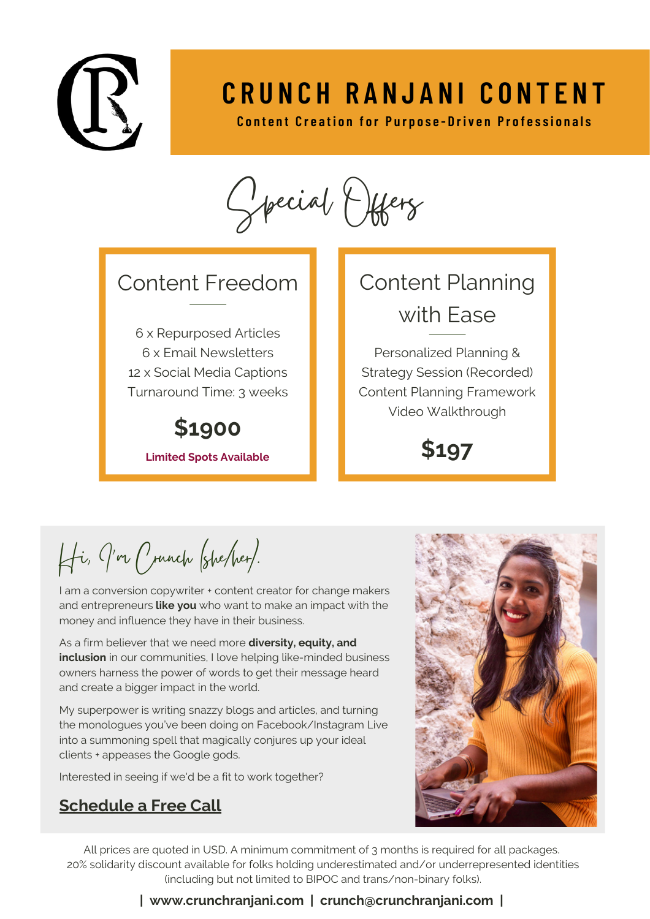# CRUNCH RANJANI CONTENT

**Content Creation for Purpose-Driven Professionals**

## Special Offers

### Content Freedom

6 x Repurposed Articles
6 x Email Newsletters
12 x Social Media Captions
Turnaround Time: 3 weeks

**$1900**

**Limited Spots Available**

### Content Planning with Ease

Personalized Planning & Strategy Session (Recorded)
Content Planning Framework
Video Walkthrough

**$197**

## Hi, I'm Crunch (she/her).

I am a conversion copywriter + content creator for change makers and entrepreneurs **like you** who want to make an impact with the money and influence they have in their business.

As a firm believer that we need more **diversity, equity, and inclusion** in our communities, I love helping like-minded business owners harness the power of words to get their message heard and create a bigger impact in the world.

My superpower is writing snazzy blogs and articles, and turning the monologues you've been doing on Facebook/Instagram Live into a summoning spell that magically conjures up your ideal clients + appeases the Google gods.

Interested in seeing if we'd be a fit to work together?

**Schedule a Free Call**

All prices are quoted in USD. A minimum commitment of 3 months is required for all packages.
20% solidarity discount available for folks holding underestimated and/or underrepresented identities (including but not limited to BIPOC and trans/non-binary folks).

**| www.crunchranjani.com | crunch@crunchranjani.com |**